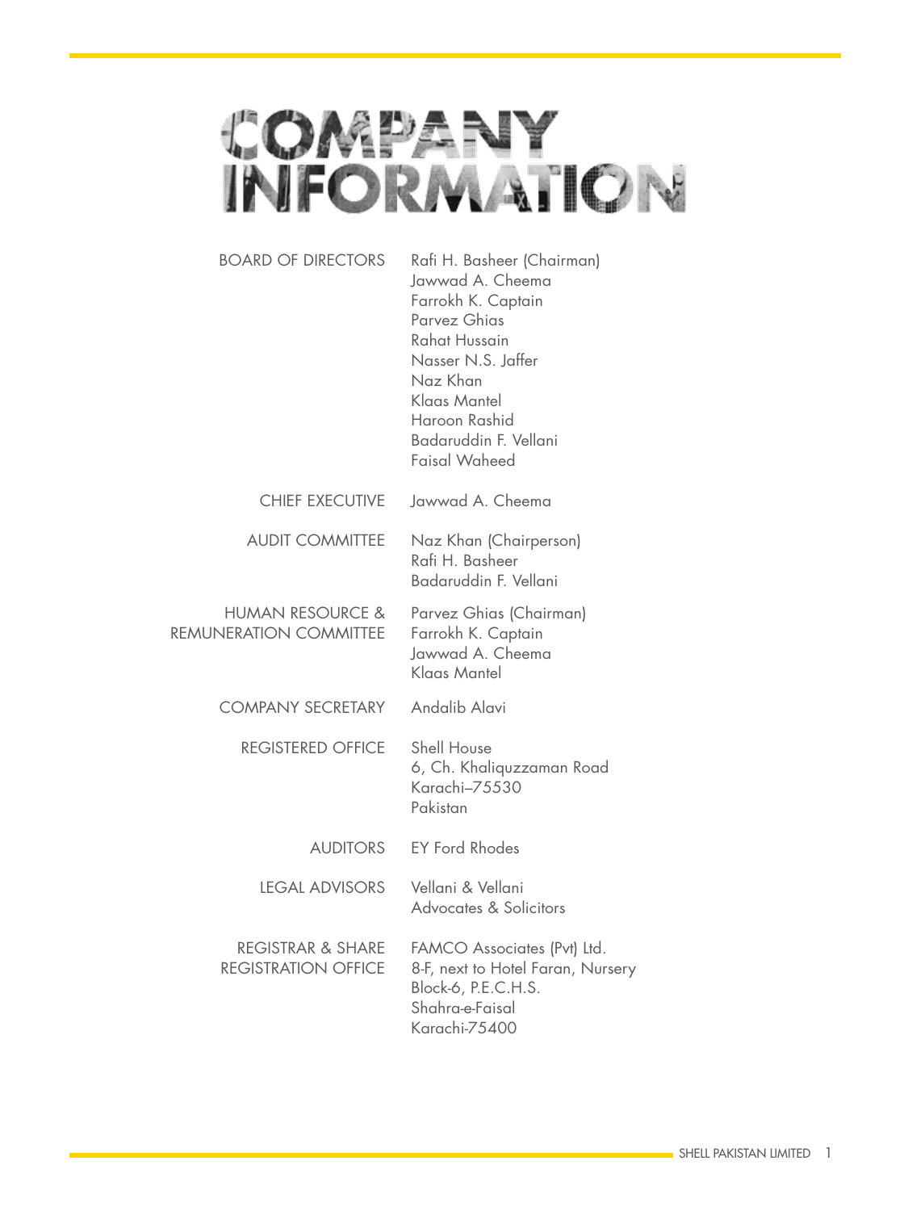# COMPANY INFORMATION

| | |
|---|---|
| BOARD OF DIRECTORS | Rafi H. Basheer (Chairman)<br>Jawwad A. Cheema<br>Farrokh K. Captain<br>Parvez Ghias<br>Rahat Hussain<br>Nasser N.S. Jaffer<br>Naz Khan<br>Klaas Mantel<br>Haroon Rashid<br>Badaruddin F. Vellani<br>Faisal Waheed |
| CHIEF EXECUTIVE | Jawwad A. Cheema |
| AUDIT COMMITTEE | Naz Khan (Chairperson)<br>Rafi H. Basheer<br>Badaruddin F. Vellani |
| HUMAN RESOURCE & REMUNERATION COMMITTEE | Parvez Ghias (Chairman)<br>Farrokh K. Captain<br>Jawwad A. Cheema<br>Klaas Mantel |
| COMPANY SECRETARY | Andalib Alavi |
| REGISTERED OFFICE | Shell House<br>6, Ch. Khaliquzzaman Road<br>Karachi–75530<br>Pakistan |
| AUDITORS | EY Ford Rhodes |
| LEGAL ADVISORS | Vellani & Vellani<br>Advocates & Solicitors |
| REGISTRAR & SHARE REGISTRATION OFFICE | FAMCO Associates (Pvt) Ltd.<br>8-F, next to Hotel Faran, Nursery<br>Block-6, P.E.C.H.S.<br>Shahra-e-Faisal<br>Karachi-75400 |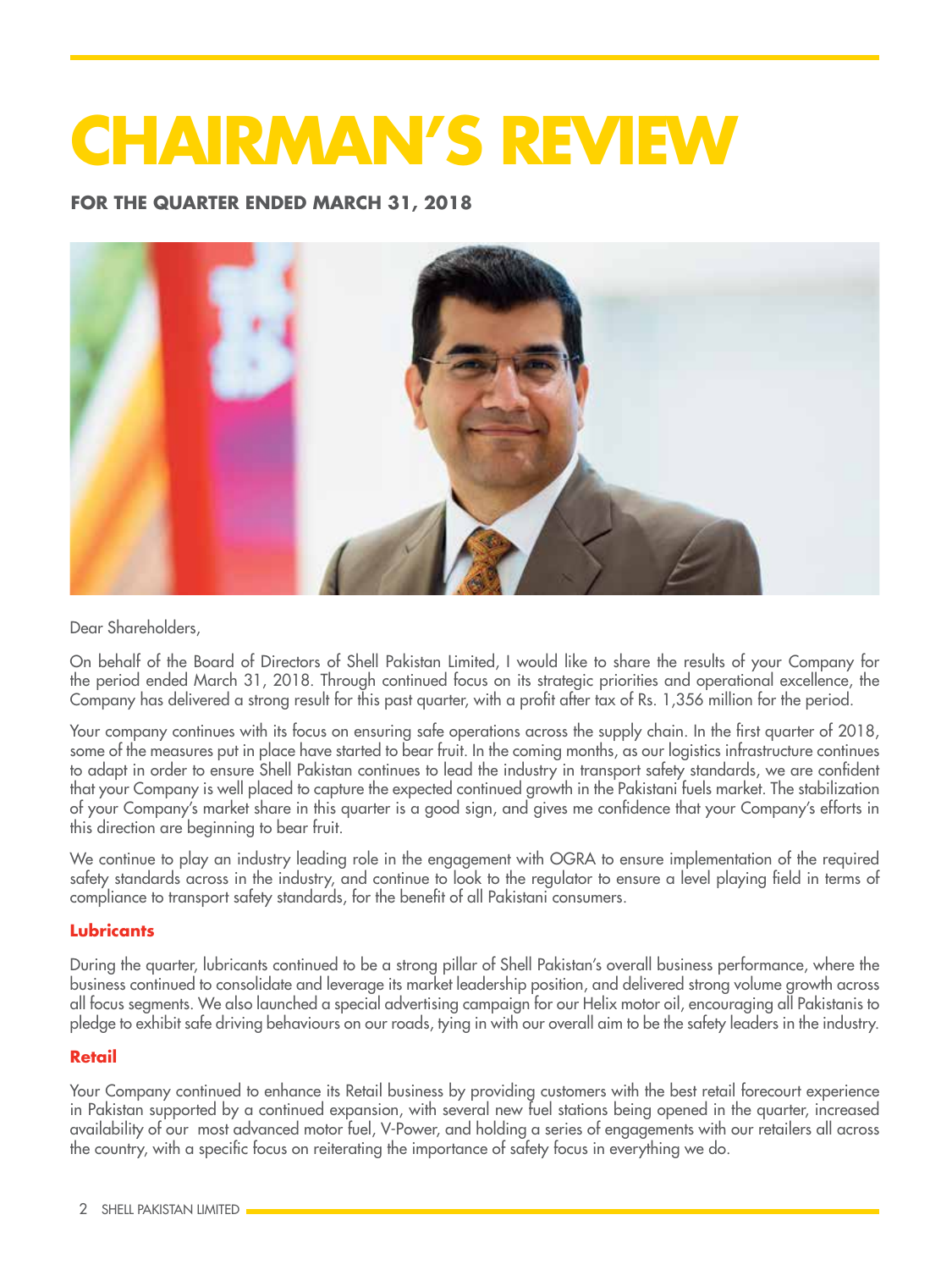# CHAIRMAN'S REVIEW

**FOR THE QUARTER ENDED MARCH 31, 2018**

Dear Shareholders,

On behalf of the Board of Directors of Shell Pakistan Limited, I would like to share the results of your Company for the period ended March 31, 2018. Through continued focus on its strategic priorities and operational excellence, the Company has delivered a strong result for this past quarter, with a profit after tax of Rs. 1,356 million for the period.

Your company continues with its focus on ensuring safe operations across the supply chain. In the first quarter of 2018, some of the measures put in place have started to bear fruit. In the coming months, as our logistics infrastructure continues to adapt in order to ensure Shell Pakistan continues to lead the industry in transport safety standards, we are confident that your Company is well placed to capture the expected continued growth in the Pakistani fuels market. The stabilization of your Company's market share in this quarter is a good sign, and gives me confidence that your Company's efforts in this direction are beginning to bear fruit.

We continue to play an industry leading role in the engagement with OGRA to ensure implementation of the required safety standards across in the industry, and continue to look to the regulator to ensure a level playing field in terms of compliance to transport safety standards, for the benefit of all Pakistani consumers.

**Lubricants**

During the quarter, lubricants continued to be a strong pillar of Shell Pakistan's overall business performance, where the business continued to consolidate and leverage its market leadership position, and delivered strong volume growth across all focus segments. We also launched a special advertising campaign for our Helix motor oil, encouraging all Pakistanis to pledge to exhibit safe driving behaviours on our roads, tying in with our overall aim to be the safety leaders in the industry.

**Retail**

Your Company continued to enhance its Retail business by providing customers with the best retail forecourt experience in Pakistan supported by a continued expansion, with several new fuel stations being opened in the quarter, increased availability of our most advanced motor fuel, V-Power, and holding a series of engagements with our retailers all across the country, with a specific focus on reiterating the importance of safety focus in everything we do.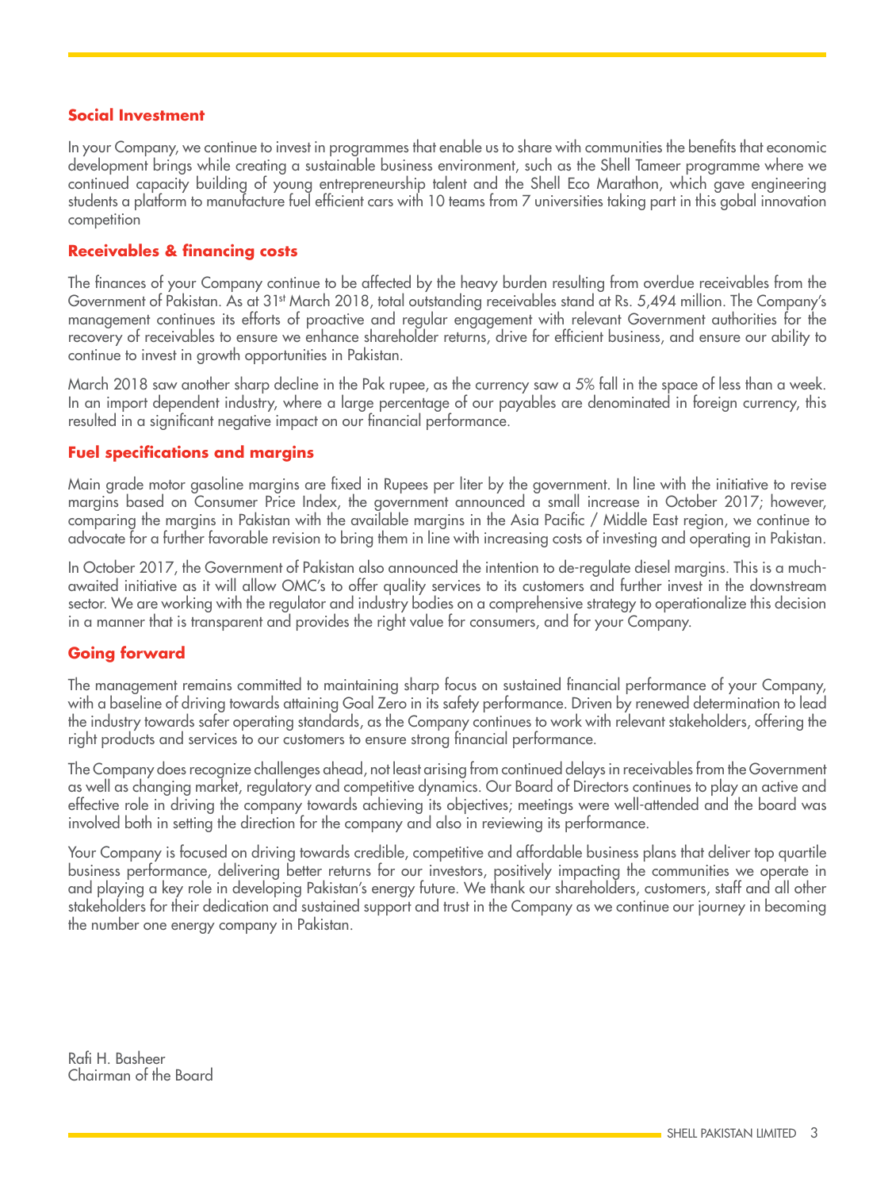## Social Investment

In your Company, we continue to invest in programmes that enable us to share with communities the benefits that economic development brings while creating a sustainable business environment, such as the Shell Tameer programme where we continued capacity building of young entrepreneurship talent and the Shell Eco Marathon, which gave engineering students a platform to manufacture fuel efficient cars with 10 teams from 7 universities taking part in this gobal innovation competition

## Receivables & financing costs

The finances of your Company continue to be affected by the heavy burden resulting from overdue receivables from the Government of Pakistan. As at 31st March 2018, total outstanding receivables stand at Rs. 5,494 million. The Company's management continues its efforts of proactive and regular engagement with relevant Government authorities for the recovery of receivables to ensure we enhance shareholder returns, drive for efficient business, and ensure our ability to continue to invest in growth opportunities in Pakistan.

March 2018 saw another sharp decline in the Pak rupee, as the currency saw a 5% fall in the space of less than a week. In an import dependent industry, where a large percentage of our payables are denominated in foreign currency, this resulted in a significant negative impact on our financial performance.

## Fuel specifications and margins

Main grade motor gasoline margins are fixed in Rupees per liter by the government. In line with the initiative to revise margins based on Consumer Price Index, the government announced a small increase in October 2017; however, comparing the margins in Pakistan with the available margins in the Asia Pacific / Middle East region, we continue to advocate for a further favorable revision to bring them in line with increasing costs of investing and operating in Pakistan.

In October 2017, the Government of Pakistan also announced the intention to de-regulate diesel margins. This is a much-awaited initiative as it will allow OMC's to offer quality services to its customers and further invest in the downstream sector. We are working with the regulator and industry bodies on a comprehensive strategy to operationalize this decision in a manner that is transparent and provides the right value for consumers, and for your Company.

## Going forward

The management remains committed to maintaining sharp focus on sustained financial performance of your Company, with a baseline of driving towards attaining Goal Zero in its safety performance. Driven by renewed determination to lead the industry towards safer operating standards, as the Company continues to work with relevant stakeholders, offering the right products and services to our customers to ensure strong financial performance.

The Company does recognize challenges ahead, not least arising from continued delays in receivables from the Government as well as changing market, regulatory and competitive dynamics. Our Board of Directors continues to play an active and effective role in driving the company towards achieving its objectives; meetings were well-attended and the board was involved both in setting the direction for the company and also in reviewing its performance.

Your Company is focused on driving towards credible, competitive and affordable business plans that deliver top quartile business performance, delivering better returns for our investors, positively impacting the communities we operate in and playing a key role in developing Pakistan's energy future. We thank our shareholders, customers, staff and all other stakeholders for their dedication and sustained support and trust in the Company as we continue our journey in becoming the number one energy company in Pakistan.

Rafi H. Basheer
Chairman of the Board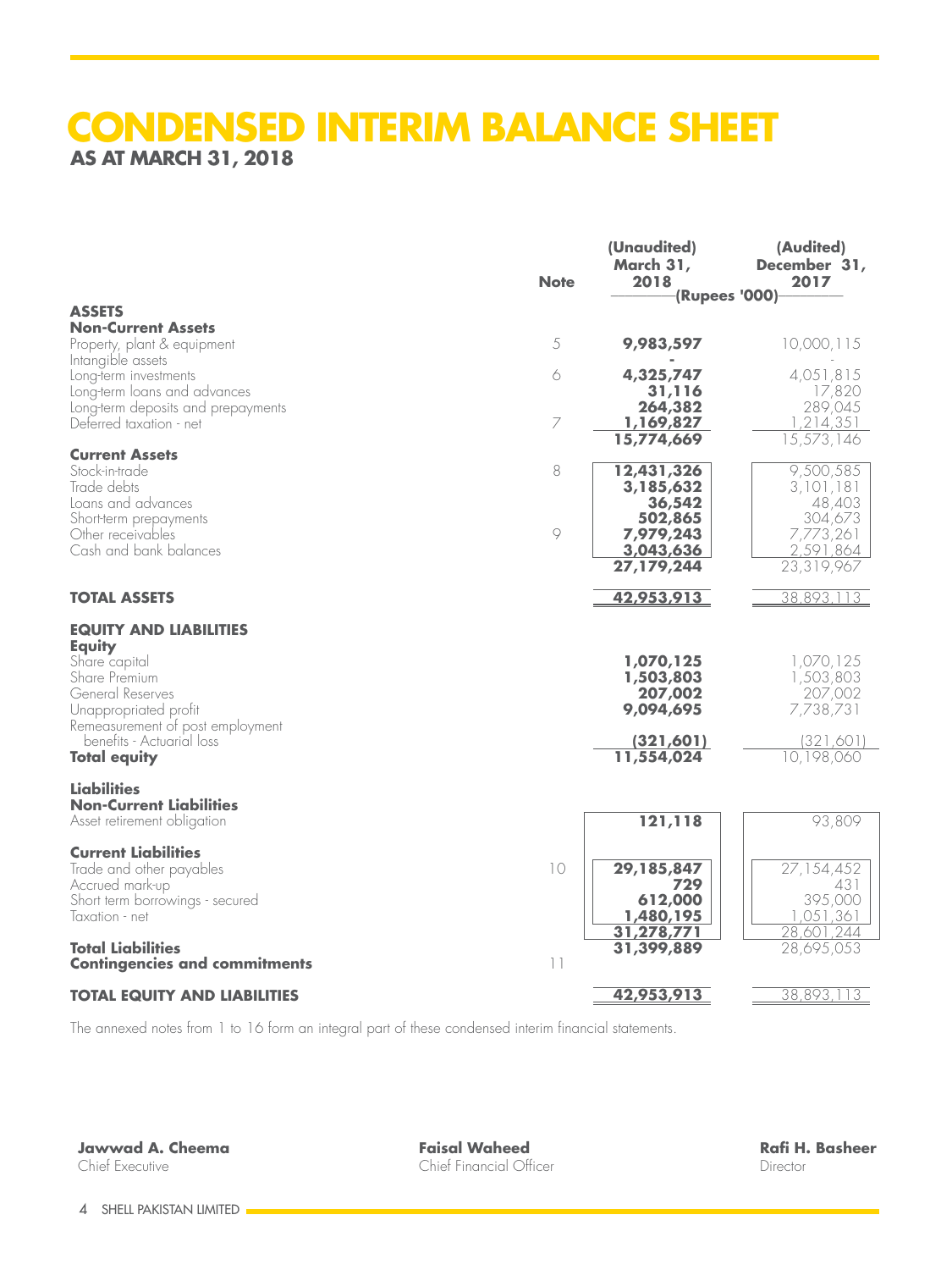# CONDENSED INTERIM BALANCE SHEET

## AS AT MARCH 31, 2018

| | Note | (Unaudited) March 31, 2018 | (Audited) December 31, 2017 |
|---|---|---|---|
| | | (Rupees '000) | |
| **ASSETS** | | | |
| **Non-Current Assets** | | | |
| Property, plant & equipment | 5 | **9,983,597** | 10,000,115 |
| Intangible assets | | **-** | - |
| Long-term investments | 6 | **4,325,747** | 4,051,815 |
| Long-term loans and advances | | **31,116** | 17,820 |
| Long-term deposits and prepayments | | **264,382** | 289,045 |
| Deferred taxation - net | 7 | **1,169,827** | 1,214,351 |
| | | **15,774,669** | 15,573,146 |
| **Current Assets** | | | |
| Stock-in-trade | 8 | **12,431,326** | 9,500,585 |
| Trade debts | | **3,185,632** | 3,101,181 |
| Loans and advances | | **36,542** | 48,403 |
| Short-term prepayments | | **502,865** | 304,673 |
| Other receivables | 9 | **7,979,243** | 7,773,261 |
| Cash and bank balances | | **3,043,636** | 2,591,864 |
| | | **27,179,244** | 23,319,967 |
| **TOTAL ASSETS** | | **42,953,913** | 38,893,113 |
| **EQUITY AND LIABILITIES** | | | |
| **Equity** | | | |
| Share capital | | **1,070,125** | 1,070,125 |
| Share Premium | | **1,503,803** | 1,503,803 |
| General Reserves | | **207,002** | 207,002 |
| Unappropriated profit | | **9,094,695** | 7,738,731 |
| Remeasurement of post employment benefits - Actuarial loss | | **(321,601)** | (321,601) |
| **Total equity** | | **11,554,024** | 10,198,060 |
| **Liabilities** | | | |
| **Non-Current Liabilities** | | | |
| Asset retirement obligation | | **121,118** | 93,809 |
| **Current Liabilities** | | | |
| Trade and other payables | 10 | **29,185,847** | 27,154,452 |
| Accrued mark-up | | **729** | 431 |
| Short term borrowings - secured | | **612,000** | 395,000 |
| Taxation - net | | **1,480,195** | 1,051,361 |
| | | **31,278,771** | 28,601,244 |
| **Total Liabilities** | | **31,399,889** | 28,695,053 |
| **Contingencies and commitments** | 11 | | |
| **TOTAL EQUITY AND LIABILITIES** | | **42,953,913** | 38,893,113 |

The annexed notes from 1 to 16 form an integral part of these condensed interim financial statements.

**Jawwad A. Cheema**
Chief Executive

**Faisal Waheed**
Chief Financial Officer

**Rafi H. Basheer**
Director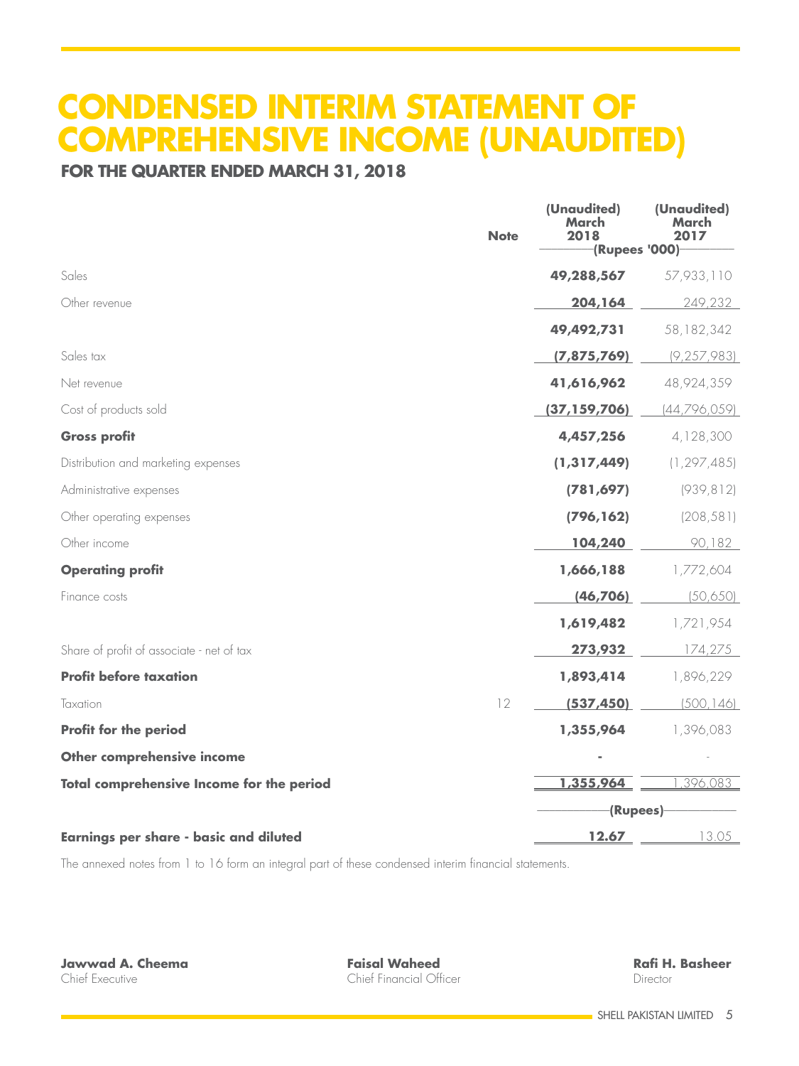# CONDENSED INTERIM STATEMENT OF COMPREHENSIVE INCOME (UNAUDITED)

## FOR THE QUARTER ENDED MARCH 31, 2018

| | Note | (Unaudited) March 2018 | (Unaudited) March 2017 |
|---|---|---|---|
| | | (Rupees '000) | |
| Sales | | **49,288,567** | 57,933,110 |
| Other revenue | | **204,164** | 249,232 |
| | | **49,492,731** | 58,182,342 |
| Sales tax | | **(7,875,769)** | (9,257,983) |
| Net revenue | | **41,616,962** | 48,924,359 |
| Cost of products sold | | **(37,159,706)** | (44,796,059) |
| **Gross profit** | | **4,457,256** | 4,128,300 |
| Distribution and marketing expenses | | **(1,317,449)** | (1,297,485) |
| Administrative expenses | | **(781,697)** | (939,812) |
| Other operating expenses | | **(796,162)** | (208,581) |
| Other income | | **104,240** | 90,182 |
| **Operating profit** | | **1,666,188** | 1,772,604 |
| Finance costs | | **(46,706)** | (50,650) |
| | | **1,619,482** | 1,721,954 |
| Share of profit of associate - net of tax | | **273,932** | 174,275 |
| **Profit before taxation** | | **1,893,414** | 1,896,229 |
| Taxation | 12 | **(537,450)** | (500,146) |
| **Profit for the period** | | **1,355,964** | 1,396,083 |
| **Other comprehensive income** | | **-** | - |
| **Total comprehensive Income for the period** | | **1,355,964** | 1,396,083 |
| | | (Rupees) | |
| **Earnings per share - basic and diluted** | | **12.67** | 13.05 |

The annexed notes from 1 to 16 form an integral part of these condensed interim financial statements.

**Jawwad A. Cheema**
Chief Executive

**Faisal Waheed**
Chief Financial Officer

**Rafi H. Basheer**
Director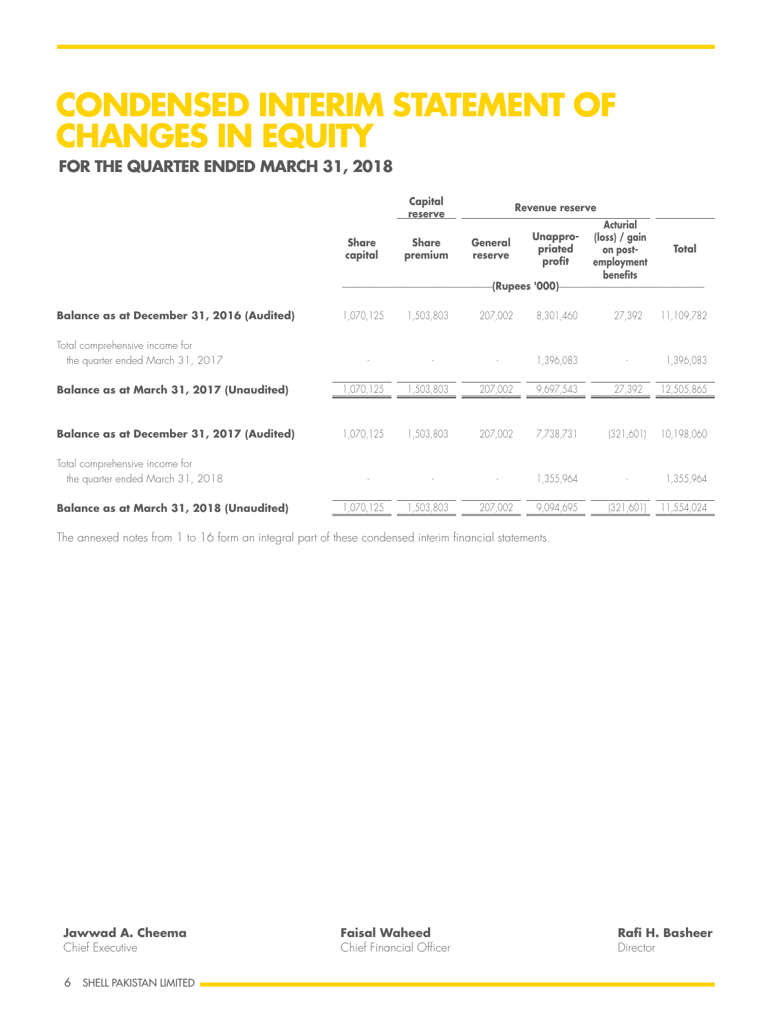# CONDENSED INTERIM STATEMENT OF CHANGES IN EQUITY

## FOR THE QUARTER ENDED MARCH 31, 2018

| | | Capital reserve | Revenue reserve | | | |
|---|---|---|---|---|---|---|
| | Share capital | Share premium | General reserve | Unappro-priated profit | Acturial (loss) / gain on post-employment benefits | Total |
| | (Rupees '000) | | | | | |
| **Balance as at December 31, 2016 (Audited)** | 1,070,125 | 1,503,803 | 207,002 | 8,301,460 | 27,392 | 11,109,782 |
| Total comprehensive income for the quarter ended March 31, 2017 | - | - | - | 1,396,083 | - | 1,396,083 |
| **Balance as at March 31, 2017 (Unaudited)** | 1,070,125 | 1,503,803 | 207,002 | 9,697,543 | 27,392 | 12,505,865 |
| **Balance as at December 31, 2017 (Audited)** | 1,070,125 | 1,503,803 | 207,002 | 7,738,731 | (321,601) | 10,198,060 |
| Total comprehensive income for the quarter ended March 31, 2018 | - | - | - | 1,355,964 | - | 1,355,964 |
| **Balance as at March 31, 2018 (Unaudited)** | 1,070,125 | 1,503,803 | 207,002 | 9,094,695 | (321,601) | 11,554,024 |

The annexed notes from 1 to 16 form an integral part of these condensed interim financial statements.

**Jawwad A. Cheema**
Chief Executive

**Faisal Waheed**
Chief Financial Officer

**Rafi H. Basheer**
Director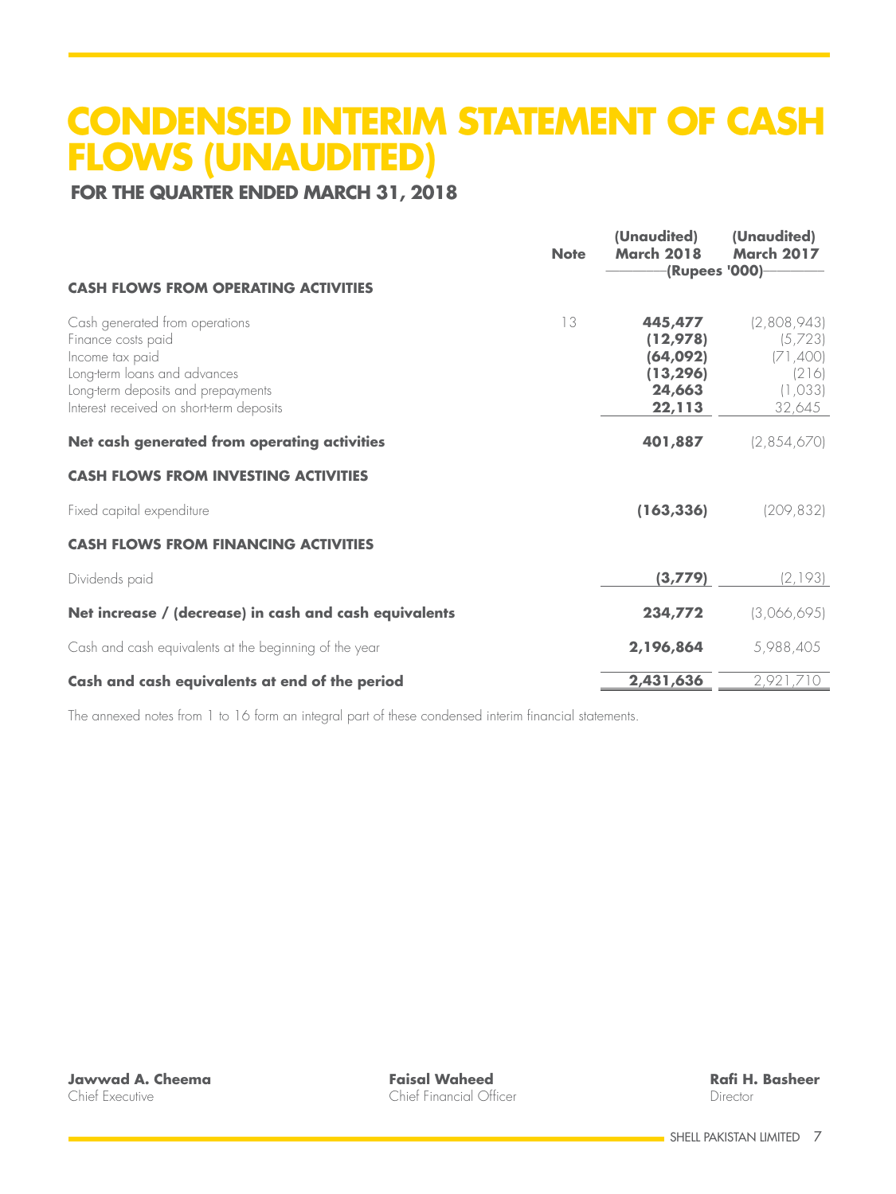# CONDENSED INTERIM STATEMENT OF CASH FLOWS (UNAUDITED)

## FOR THE QUARTER ENDED MARCH 31, 2018

| | Note | (Unaudited) March 2018 | (Unaudited) March 2017 |
|---|---|---|---|
| | | (Rupees '000) | |
| **CASH FLOWS FROM OPERATING ACTIVITIES** | | | |
| Cash generated from operations | 13 | **445,477** | (2,808,943) |
| Finance costs paid | | **(12,978)** | (5,723) |
| Income tax paid | | **(64,092)** | (71,400) |
| Long-term loans and advances | | **(13,296)** | (216) |
| Long-term deposits and prepayments | | **24,663** | (1,033) |
| Interest received on short-term deposits | | **22,113** | 32,645 |
| **Net cash generated from operating activities** | | **401,887** | (2,854,670) |
| **CASH FLOWS FROM INVESTING ACTIVITIES** | | | |
| Fixed capital expenditure | | **(163,336)** | (209,832) |
| **CASH FLOWS FROM FINANCING ACTIVITIES** | | | |
| Dividends paid | | **(3,779)** | (2,193) |
| **Net increase / (decrease) in cash and cash equivalents** | | **234,772** | (3,066,695) |
| Cash and cash equivalents at the beginning of the year | | **2,196,864** | 5,988,405 |
| **Cash and cash equivalents at end of the period** | | **2,431,636** | 2,921,710 |

The annexed notes from 1 to 16 form an integral part of these condensed interim financial statements.

| **Jawwad A. Cheema** | **Faisal Waheed** | **Rafi H. Basheer** |
|---|---|---|
| Chief Executive | Chief Financial Officer | Director |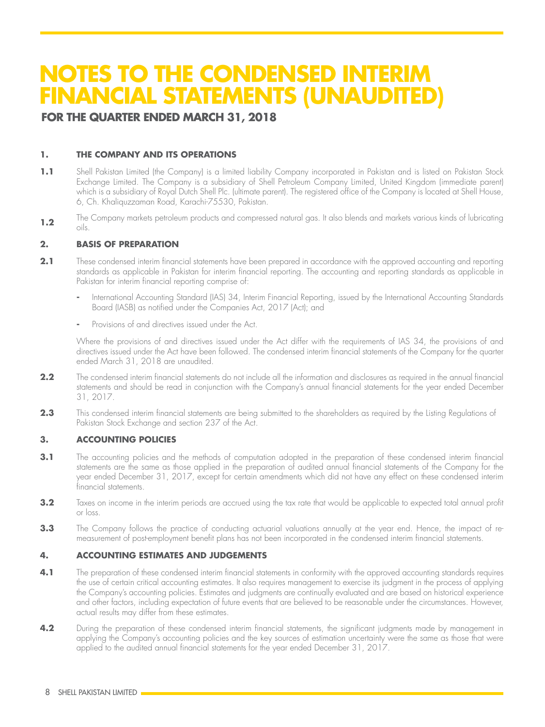# NOTES TO THE CONDENSED INTERIM FINANCIAL STATEMENTS (UNAUDITED)

## FOR THE QUARTER ENDED MARCH 31, 2018

### 1. THE COMPANY AND ITS OPERATIONS

**1.1** Shell Pakistan Limited (the Company) is a limited liability Company incorporated in Pakistan and is listed on Pakistan Stock Exchange Limited. The Company is a subsidiary of Shell Petroleum Company Limited, United Kingdom (immediate parent) which is a subsidiary of Royal Dutch Shell Plc. (ultimate parent). The registered office of the Company is located at Shell House, 6, Ch. Khaliquzzaman Road, Karachi-75530, Pakistan.

**1.2** The Company markets petroleum products and compressed natural gas. It also blends and markets various kinds of lubricating oils.

### 2. BASIS OF PREPARATION

**2.1** These condensed interim financial statements have been prepared in accordance with the approved accounting and reporting standards as applicable in Pakistan for interim financial reporting. The accounting and reporting standards as applicable in Pakistan for interim financial reporting comprise of:

- International Accounting Standard (IAS) 34, Interim Financial Reporting, issued by the International Accounting Standards Board (IASB) as notified under the Companies Act, 2017 (Act); and
- Provisions of and directives issued under the Act.

Where the provisions of and directives issued under the Act differ with the requirements of IAS 34, the provisions of and directives issued under the Act have been followed. The condensed interim financial statements of the Company for the quarter ended March 31, 2018 are unaudited.

**2.2** The condensed interim financial statements do not include all the information and disclosures as required in the annual financial statements and should be read in conjunction with the Company's annual financial statements for the year ended December 31, 2017.

**2.3** This condensed interim financial statements are being submitted to the shareholders as required by the Listing Regulations of Pakistan Stock Exchange and section 237 of the Act.

### 3. ACCOUNTING POLICIES

**3.1** The accounting policies and the methods of computation adopted in the preparation of these condensed interim financial statements are the same as those applied in the preparation of audited annual financial statements of the Company for the year ended December 31, 2017, except for certain amendments which did not have any effect on these condensed interim financial statements.

**3.2** Taxes on income in the interim periods are accrued using the tax rate that would be applicable to expected total annual profit or loss.

**3.3** The Company follows the practice of conducting actuarial valuations annually at the year end. Hence, the impact of re-measurement of post-employment benefit plans has not been incorporated in the condensed interim financial statements.

### 4. ACCOUNTING ESTIMATES AND JUDGEMENTS

**4.1** The preparation of these condensed interim financial statements in conformity with the approved accounting standards requires the use of certain critical accounting estimates. It also requires management to exercise its judgment in the process of applying the Company's accounting policies. Estimates and judgments are continually evaluated and are based on historical experience and other factors, including expectation of future events that are believed to be reasonable under the circumstances. However, actual results may differ from these estimates.

**4.2** During the preparation of these condensed interim financial statements, the significant judgments made by management in applying the Company's accounting policies and the key sources of estimation uncertainty were the same as those that were applied to the audited annual financial statements for the year ended December 31, 2017.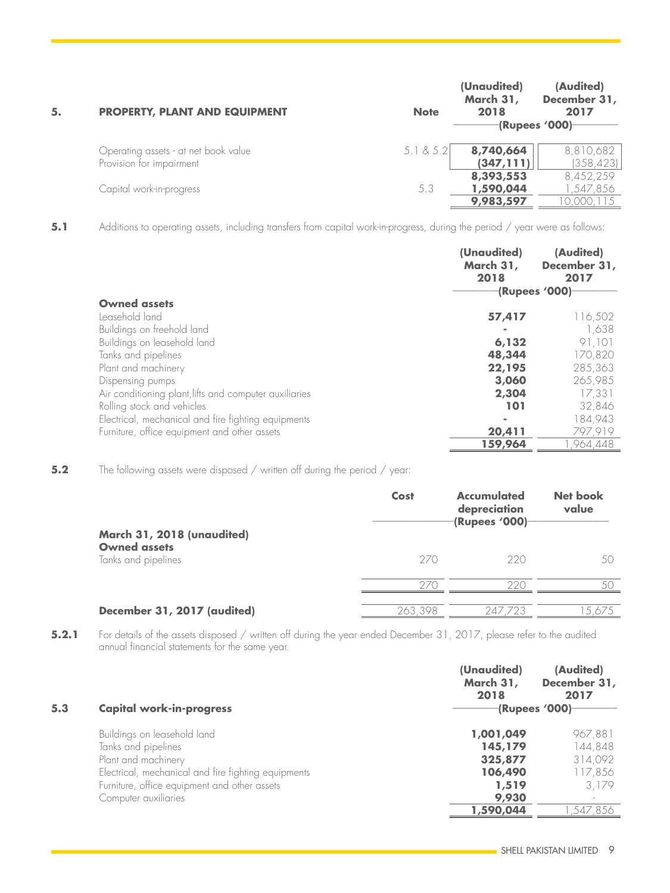## 5. PROPERTY, PLANT AND EQUIPMENT

| | Note | (Unaudited) March 31, 2018 | (Audited) December 31, 2017 |
|---|---|---|---|
| | | (Rupees '000) | |
| Operating assets - at net book value | 5.1 & 5.2 | **8,740,664** | 8,810,682 |
| Provision for impairment | | **(347,111)** | (358,423) |
| | | **8,393,553** | 8,452,259 |
| Capital work-in-progress | 5.3 | **1,590,044** | 1,547,856 |
| | | **9,983,597** | 10,000,115 |

**5.1** Additions to operating assets, including transfers from capital work-in-progress, during the period / year were as follows:

| | (Unaudited) March 31, 2018 | (Audited) December 31, 2017 |
|---|---|---|
| | (Rupees '000) | |
| **Owned assets** | | |
| Leasehold land | **57,417** | 116,502 |
| Buildings on freehold land | **-** | 1,638 |
| Buildings on leasehold land | **6,132** | 91,101 |
| Tanks and pipelines | **48,344** | 170,820 |
| Plant and machinery | **22,195** | 285,363 |
| Dispensing pumps | **3,060** | 265,985 |
| Air conditioning plant,lifts and computer auxiliaries | **2,304** | 17,331 |
| Rolling stock and vehicles | **101** | 32,846 |
| Electrical, mechanical and fire fighting equipments | **-** | 184,943 |
| Furniture, office equipment and other assets | **20,411** | 797,919 |
| | **159,964** | 1,964,448 |

**5.2** The following assets were disposed / written off during the period / year:

| | Cost | Accumulated depreciation | Net book value |
|---|---|---|---|
| | | (Rupees '000) | |
| **March 31, 2018 (unaudited)** | | | |
| **Owned assets** | | | |
| Tanks and pipelines | 270 | 220 | 50 |
| | 270 | 220 | 50 |
| **December 31, 2017 (audited)** | 263,398 | 247,723 | 15,675 |

**5.2.1** For details of the assets disposed / written off during the year ended December 31, 2017, please refer to the audited annual financial statements for the same year.

**5.3 Capital work-in-progress**

| | (Unaudited) March 31, 2018 | (Audited) December 31, 2017 |
|---|---|---|
| | (Rupees '000) | |
| Buildings on leasehold land | **1,001,049** | 967,881 |
| Tanks and pipelines | **145,179** | 144,848 |
| Plant and machinery | **325,877** | 314,092 |
| Electrical, mechanical and fire fighting equipments | **106,490** | 117,856 |
| Furniture, office equipment and other assets | **1,519** | 3,179 |
| Computer auxiliaries | **9,930** | - |
| | **1,590,044** | 1,547,856 |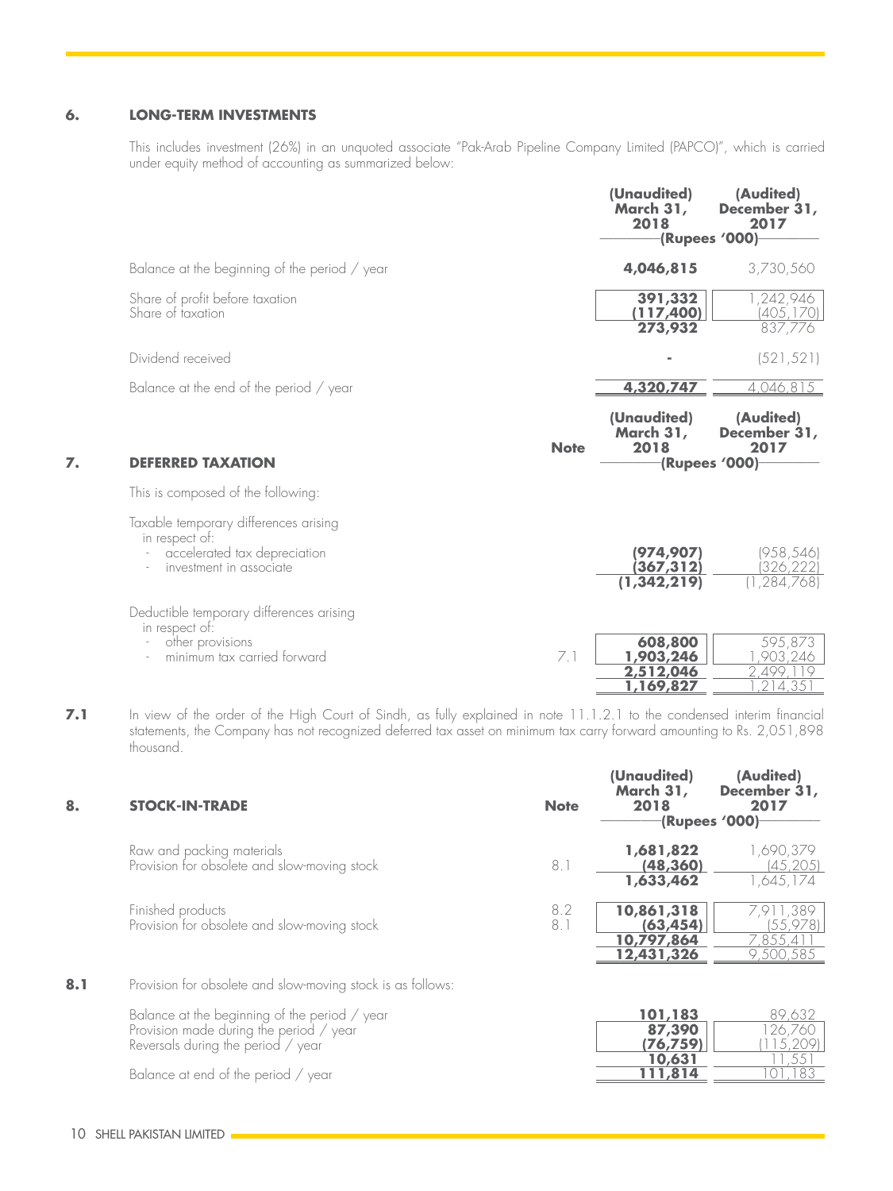## 6. LONG-TERM INVESTMENTS

This includes investment (26%) in an unquoted associate "Pak-Arab Pipeline Company Limited (PAPCO)", which is carried under equity method of accounting as summarized below:

| | (Unaudited) March 31, 2018 | (Audited) December 31, 2017 |
|---|---|---|
| | (Rupees '000) | |
| Balance at the beginning of the period / year | **4,046,815** | 3,730,560 |
| Share of profit before taxation | **391,332** | 1,242,946 |
| Share of taxation | **(117,400)** | (405,170) |
| | **273,932** | 837,776 |
| Dividend received | **-** | (521,521) |
| Balance at the end of the period / year | **4,320,747** | 4,046,815 |

## 7. DEFERRED TAXATION

| | Note | (Unaudited) March 31, 2018 | (Audited) December 31, 2017 |
|---|---|---|---|
| | | (Rupees '000) | |
| This is composed of the following: | | | |
| Taxable temporary differences arising in respect of: | | | |
| - accelerated tax depreciation | | **(974,907)** | (958,546) |
| - investment in associate | | **(367,312)** | (326,222) |
| | | **(1,342,219)** | (1,284,768) |
| Deductible temporary differences arising in respect of: | | | |
| - other provisions | | **608,800** | 595,873 |
| - minimum tax carried forward | 7.1 | **1,903,246** | 1,903,246 |
| | | **2,512,046** | 2,499,119 |
| | | **1,169,827** | 1,214,351 |

**7.1** In view of the order of the High Court of Sindh, as fully explained in note 11.1.2.1 to the condensed interim financial statements, the Company has not recognized deferred tax asset on minimum tax carry forward amounting to Rs. 2,051,898 thousand.

## 8. STOCK-IN-TRADE

| | Note | (Unaudited) March 31, 2018 | (Audited) December 31, 2017 |
|---|---|---|---|
| | | (Rupees '000) | |
| Raw and packing materials | | **1,681,822** | 1,690,379 |
| Provision for obsolete and slow-moving stock | 8.1 | **(48,360)** | (45,205) |
| | | **1,633,462** | 1,645,174 |
| Finished products | 8.2 | **10,861,318** | 7,911,389 |
| Provision for obsolete and slow-moving stock | 8.1 | **(63,454)** | (55,978) |
| | | **10,797,864** | 7,855,411 |
| | | **12,431,326** | 9,500,585 |

**8.1** Provision for obsolete and slow-moving stock is as follows:

| | (Unaudited) March 31, 2018 | (Audited) December 31, 2017 |
|---|---|---|
| Balance at the beginning of the period / year | **101,183** | 89,632 |
| Provision made during the period / year | **87,390** | 126,760 |
| Reversals during the period / year | **(76,759)** | (115,209) |
| | **10,631** | 11,551 |
| Balance at end of the period / year | **111,814** | 101,183 |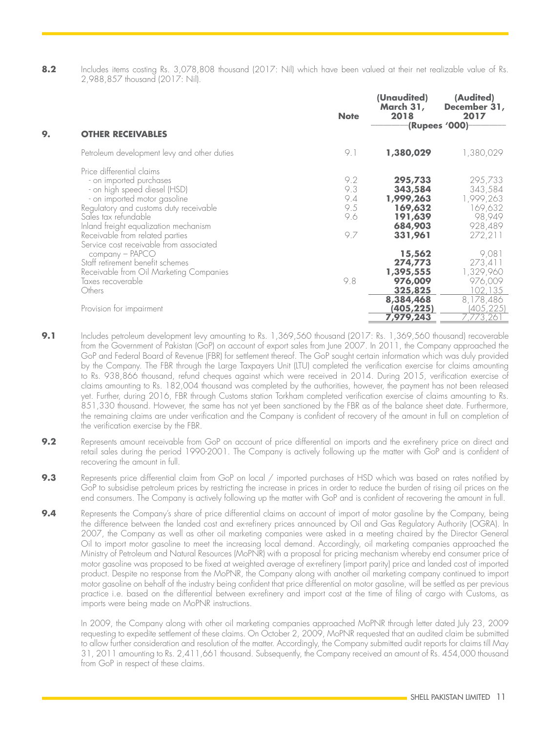**8.2** Includes items costing Rs. 3,078,808 thousand (2017: Nil) which have been valued at their net realizable value of Rs. 2,988,857 thousand (2017: Nil).

## 9. OTHER RECEIVABLES

| | Note | (Unaudited) March 31, 2018 | (Audited) December 31, 2017 |
|---|---|---|---|
| | | (Rupees '000) | |
| Petroleum development levy and other duties | 9.1 | **1,380,029** | 1,380,029 |
| Price differential claims | | | |
| - on imported purchases | 9.2 | **295,733** | 295,733 |
| - on high speed diesel (HSD) | 9.3 | **343,584** | 343,584 |
| - on imported motor gasoline | 9.4 | **1,999,263** | 1,999,263 |
| Regulatory and customs duty receivable | 9.5 | **169,632** | 169,632 |
| Sales tax refundable | 9.6 | **191,639** | 98,949 |
| Inland freight equalization mechanism | | **684,903** | 928,489 |
| Receivable from related parties | 9.7 | **331,961** | 272,211 |
| Service cost receivable from associated company – PAPCO | | **15,562** | 9,081 |
| Staff retirement benefit schemes | | **274,773** | 273,411 |
| Receivable from Oil Marketing Companies | | **1,395,555** | 1,329,960 |
| Taxes recoverable | 9.8 | **976,009** | 976,009 |
| Others | | **325,825** | 102,135 |
| | | **8,384,468** | 8,178,486 |
| Provision for impairment | | **(405,225)** | (405,225) |
| | | **7,979,243** | 7,773,261 |

**9.1** Includes petroleum development levy amounting to Rs. 1,369,560 thousand (2017: Rs. 1,369,560 thousand) recoverable from the Government of Pakistan (GoP) on account of export sales from June 2007. In 2011, the Company approached the GoP and Federal Board of Revenue (FBR) for settlement thereof. The GoP sought certain information which was duly provided by the Company. The FBR through the Large Taxpayers Unit (LTU) completed the verification exercise for claims amounting to Rs. 938,866 thousand, refund cheques against which were received in 2014. During 2015, verification exercise of claims amounting to Rs. 182,004 thousand was completed by the authorities, however, the payment has not been released yet. Further, during 2016, FBR through Customs station Torkham completed verification exercise of claims amounting to Rs. 851,330 thousand. However, the same has not yet been sanctioned by the FBR as of the balance sheet date. Furthermore, the remaining claims are under verification and the Company is confident of recovery of the amount in full on completion of the verification exercise by the FBR.

**9.2** Represents amount receivable from GoP on account of price differential on imports and the ex-refinery price on direct and retail sales during the period 1990-2001. The Company is actively following up the matter with GoP and is confident of recovering the amount in full.

**9.3** Represents price differential claim from GoP on local / imported purchases of HSD which was based on rates notified by GoP to subsidise petroleum prices by restricting the increase in prices in order to reduce the burden of rising oil prices on the end consumers. The Company is actively following up the matter with GoP and is confident of recovering the amount in full.

**9.4** Represents the Company's share of price differential claims on account of import of motor gasoline by the Company, being the difference between the landed cost and ex-refinery prices announced by Oil and Gas Regulatory Authority (OGRA). In 2007, the Company as well as other oil marketing companies were asked in a meeting chaired by the Director General Oil to import motor gasoline to meet the increasing local demand. Accordingly, oil marketing companies approached the Ministry of Petroleum and Natural Resources (MoPNR) with a proposal for pricing mechanism whereby end consumer price of motor gasoline was proposed to be fixed at weighted average of ex-refinery (import parity) price and landed cost of imported product. Despite no response from the MoPNR, the Company along with another oil marketing company continued to import motor gasoline on behalf of the industry being confident that price differential on motor gasoline, will be settled as per previous practice i.e. based on the differential between ex-refinery and import cost at the time of filing of cargo with Customs, as imports were being made on MoPNR instructions.

In 2009, the Company along with other oil marketing companies approached MoPNR through letter dated July 23, 2009 requesting to expedite settlement of these claims. On October 2, 2009, MoPNR requested that an audited claim be submitted to allow further consideration and resolution of the matter. Accordingly, the Company submitted audit reports for claims till May 31, 2011 amounting to Rs. 2,411,661 thousand. Subsequently, the Company received an amount of Rs. 454,000 thousand from GoP in respect of these claims.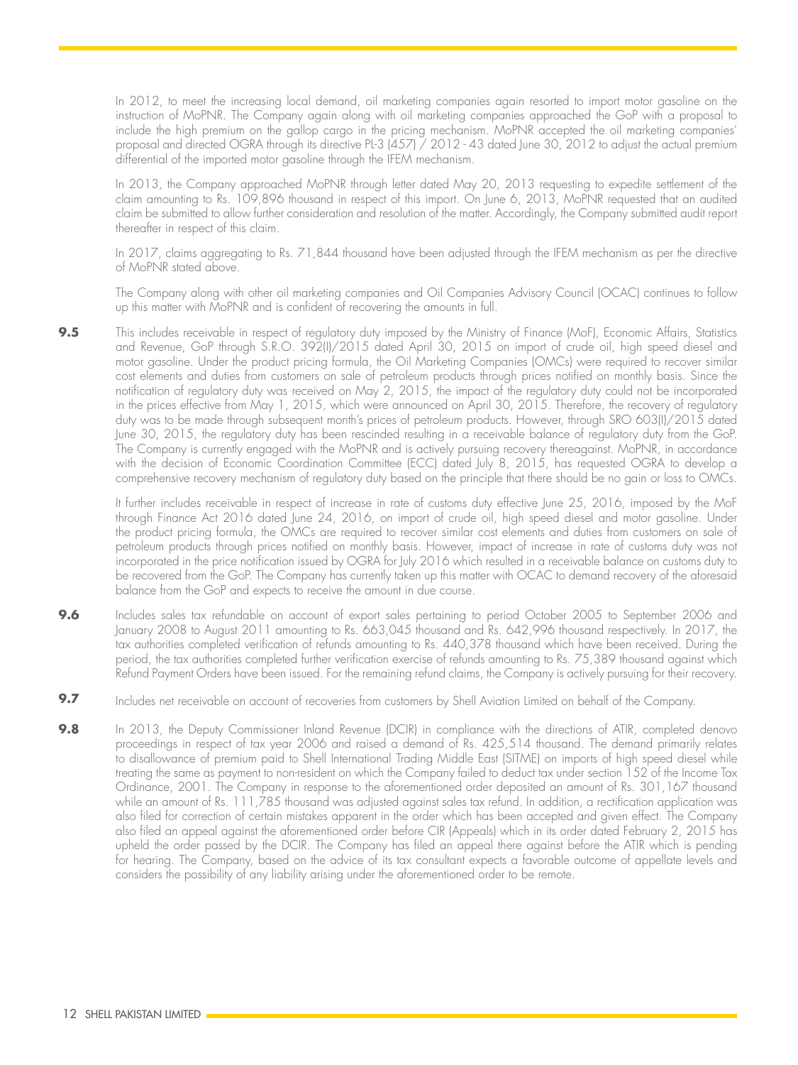In 2012, to meet the increasing local demand, oil marketing companies again resorted to import motor gasoline on the instruction of MoPNR. The Company again along with oil marketing companies approached the GoP with a proposal to include the high premium on the gallop cargo in the pricing mechanism. MoPNR accepted the oil marketing companies' proposal and directed OGRA through its directive PL-3 (457) / 2012 - 43 dated June 30, 2012 to adjust the actual premium differential of the imported motor gasoline through the IFEM mechanism.

In 2013, the Company approached MoPNR through letter dated May 20, 2013 requesting to expedite settlement of the claim amounting to Rs. 109,896 thousand in respect of this import. On June 6, 2013, MoPNR requested that an audited claim be submitted to allow further consideration and resolution of the matter. Accordingly, the Company submitted audit report thereafter in respect of this claim.

In 2017, claims aggregating to Rs. 71,844 thousand have been adjusted through the IFEM mechanism as per the directive of MoPNR stated above.

The Company along with other oil marketing companies and Oil Companies Advisory Council (OCAC) continues to follow up this matter with MoPNR and is confident of recovering the amounts in full.

**9.5** This includes receivable in respect of regulatory duty imposed by the Ministry of Finance (MoF), Economic Affairs, Statistics and Revenue, GoP through S.R.O. 392(I)/2015 dated April 30, 2015 on import of crude oil, high speed diesel and motor gasoline. Under the product pricing formula, the Oil Marketing Companies (OMCs) were required to recover similar cost elements and duties from customers on sale of petroleum products through prices notified on monthly basis. Since the notification of regulatory duty was received on May 2, 2015, the impact of the regulatory duty could not be incorporated in the prices effective from May 1, 2015, which were announced on April 30, 2015. Therefore, the recovery of regulatory duty was to be made through subsequent month's prices of petroleum products. However, through SRO 603(I)/2015 dated June 30, 2015, the regulatory duty has been rescinded resulting in a receivable balance of regulatory duty from the GoP. The Company is currently engaged with the MoPNR and is actively pursuing recovery thereagainst. MoPNR, in accordance with the decision of Economic Coordination Committee (ECC) dated July 8, 2015, has requested OGRA to develop a comprehensive recovery mechanism of regulatory duty based on the principle that there should be no gain or loss to OMCs.

It further includes receivable in respect of increase in rate of customs duty effective June 25, 2016, imposed by the MoF through Finance Act 2016 dated June 24, 2016, on import of crude oil, high speed diesel and motor gasoline. Under the product pricing formula, the OMCs are required to recover similar cost elements and duties from customers on sale of petroleum products through prices notified on monthly basis. However, impact of increase in rate of customs duty was not incorporated in the price notification issued by OGRA for July 2016 which resulted in a receivable balance on customs duty to be recovered from the GoP. The Company has currently taken up this matter with OCAC to demand recovery of the aforesaid balance from the GoP and expects to receive the amount in due course.

**9.6** Includes sales tax refundable on account of export sales pertaining to period October 2005 to September 2006 and January 2008 to August 2011 amounting to Rs. 663,045 thousand and Rs. 642,996 thousand respectively. In 2017, the tax authorities completed verification of refunds amounting to Rs. 440,378 thousand which have been received. During the period, the tax authorities completed further verification exercise of refunds amounting to Rs. 75,389 thousand against which Refund Payment Orders have been issued. For the remaining refund claims, the Company is actively pursuing for their recovery.

**9.7** Includes net receivable on account of recoveries from customers by Shell Aviation Limited on behalf of the Company.

**9.8** In 2013, the Deputy Commissioner Inland Revenue (DCIR) in compliance with the directions of ATIR, completed denovo proceedings in respect of tax year 2006 and raised a demand of Rs. 425,514 thousand. The demand primarily relates to disallowance of premium paid to Shell International Trading Middle East (SITME) on imports of high speed diesel while treating the same as payment to non-resident on which the Company failed to deduct tax under section 152 of the Income Tax Ordinance, 2001. The Company in response to the aforementioned order deposited an amount of Rs. 301,167 thousand while an amount of Rs. 111,785 thousand was adjusted against sales tax refund. In addition, a rectification application was also filed for correction of certain mistakes apparent in the order which has been accepted and given effect. The Company also filed an appeal against the aforementioned order before CIR (Appeals) which in its order dated February 2, 2015 has upheld the order passed by the DCIR. The Company has filed an appeal there against before the ATIR which is pending for hearing. The Company, based on the advice of its tax consultant expects a favorable outcome of appellate levels and considers the possibility of any liability arising under the aforementioned order to be remote.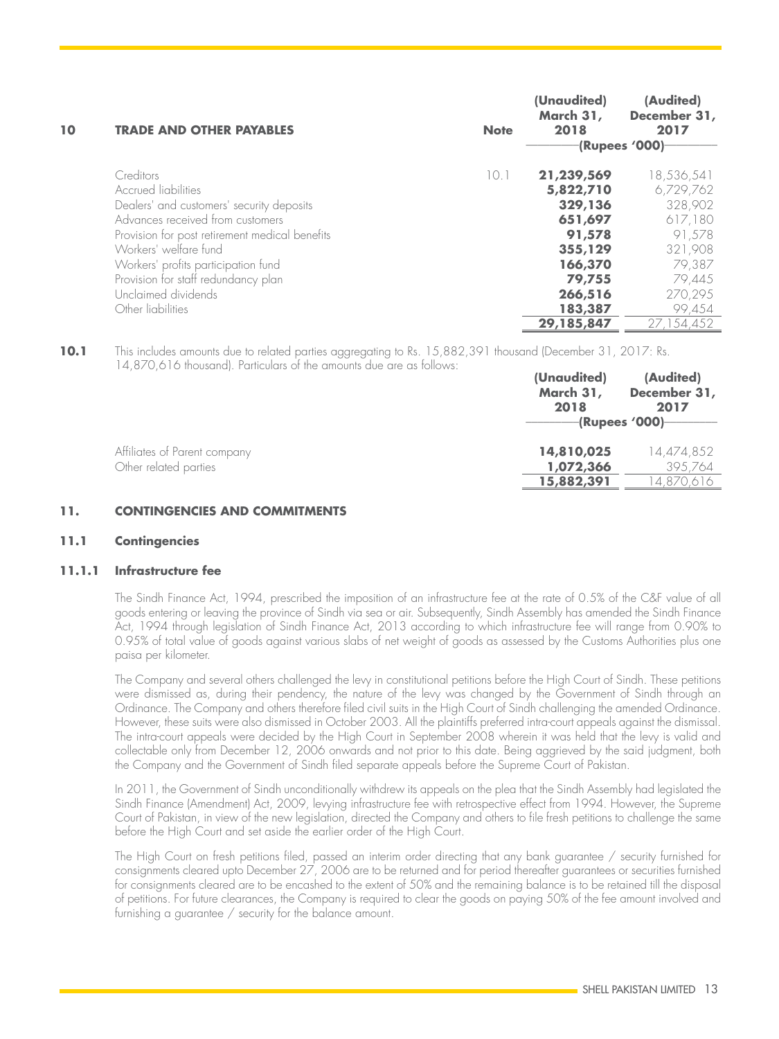## 10 TRADE AND OTHER PAYABLES

| | Note | (Unaudited) March 31, 2018 | (Audited) December 31, 2017 |
|---|---|---|---|
| | | (Rupees '000) | |
| Creditors | 10.1 | **21,239,569** | 18,536,541 |
| Accrued liabilities | | **5,822,710** | 6,729,762 |
| Dealers' and customers' security deposits | | **329,136** | 328,902 |
| Advances received from customers | | **651,697** | 617,180 |
| Provision for post retirement medical benefits | | **91,578** | 91,578 |
| Workers' welfare fund | | **355,129** | 321,908 |
| Workers' profits participation fund | | **166,370** | 79,387 |
| Provision for staff redundancy plan | | **79,755** | 79,445 |
| Unclaimed dividends | | **266,516** | 270,295 |
| Other liabilities | | **183,387** | 99,454 |
| | | **29,185,847** | 27,154,452 |

**10.1** This includes amounts due to related parties aggregating to Rs. 15,882,391 thousand (December 31, 2017: Rs. 14,870,616 thousand). Particulars of the amounts due are as follows:

| | (Unaudited) March 31, 2018 | (Audited) December 31, 2017 |
|---|---|---|
| | (Rupees '000) | |
| Affiliates of Parent company | **14,810,025** | 14,474,852 |
| Other related parties | **1,072,366** | 395,764 |
| | **15,882,391** | 14,870,616 |

## 11. CONTINGENCIES AND COMMITMENTS

### 11.1 Contingencies

#### 11.1.1 Infrastructure fee

The Sindh Finance Act, 1994, prescribed the imposition of an infrastructure fee at the rate of 0.5% of the C&F value of all goods entering or leaving the province of Sindh via sea or air. Subsequently, Sindh Assembly has amended the Sindh Finance Act, 1994 through legislation of Sindh Finance Act, 2013 according to which infrastructure fee will range from 0.90% to 0.95% of total value of goods against various slabs of net weight of goods as assessed by the Customs Authorities plus one paisa per kilometer.

The Company and several others challenged the levy in constitutional petitions before the High Court of Sindh. These petitions were dismissed as, during their pendency, the nature of the levy was changed by the Government of Sindh through an Ordinance. The Company and others therefore filed civil suits in the High Court of Sindh challenging the amended Ordinance. However, these suits were also dismissed in October 2003. All the plaintiffs preferred intra-court appeals against the dismissal. The intra-court appeals were decided by the High Court in September 2008 wherein it was held that the levy is valid and collectable only from December 12, 2006 onwards and not prior to this date. Being aggrieved by the said judgment, both the Company and the Government of Sindh filed separate appeals before the Supreme Court of Pakistan.

In 2011, the Government of Sindh unconditionally withdrew its appeals on the plea that the Sindh Assembly had legislated the Sindh Finance (Amendment) Act, 2009, levying infrastructure fee with retrospective effect from 1994. However, the Supreme Court of Pakistan, in view of the new legislation, directed the Company and others to file fresh petitions to challenge the same before the High Court and set aside the earlier order of the High Court.

The High Court on fresh petitions filed, passed an interim order directing that any bank guarantee / security furnished for consignments cleared upto December 27, 2006 are to be returned and for period thereafter guarantees or securities furnished for consignments cleared are to be encashed to the extent of 50% and the remaining balance is to be retained till the disposal of petitions. For future clearances, the Company is required to clear the goods on paying 50% of the fee amount involved and furnishing a guarantee / security for the balance amount.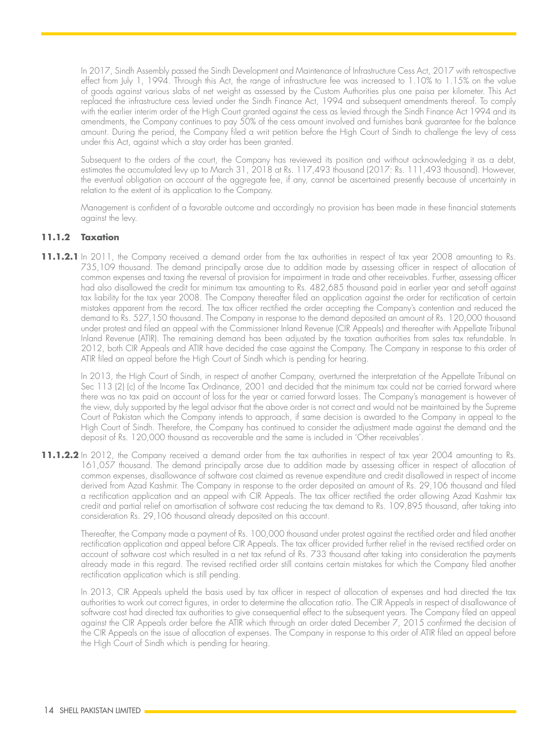In 2017, Sindh Assembly passed the Sindh Development and Maintenance of Infrastructure Cess Act, 2017 with retrospective effect from July 1, 1994. Through this Act, the range of infrastructure fee was increased to 1.10% to 1.15% on the value of goods against various slabs of net weight as assessed by the Custom Authorities plus one paisa per kilometer. This Act replaced the infrastructure cess levied under the Sindh Finance Act, 1994 and subsequent amendments thereof. To comply with the earlier interim order of the High Court granted against the cess as levied through the Sindh Finance Act 1994 and its amendments, the Company continues to pay 50% of the cess amount involved and furnishes bank guarantee for the balance amount. During the period, the Company filed a writ petition before the High Court of Sindh to challenge the levy of cess under this Act, against which a stay order has been granted.

Subsequent to the orders of the court, the Company has reviewed its position and without acknowledging it as a debt, estimates the accumulated levy up to March 31, 2018 at Rs. 117,493 thousand (2017: Rs. 111,493 thousand). However, the eventual obligation on account of the aggregate fee, if any, cannot be ascertained presently because of uncertainty in relation to the extent of its application to the Company.

Management is confident of a favorable outcome and accordingly no provision has been made in these financial statements against the levy.

### 11.1.2 Taxation

**11.1.2.1** In 2011, the Company received a demand order from the tax authorities in respect of tax year 2008 amounting to Rs. 735,109 thousand. The demand principally arose due to addition made by assessing officer in respect of allocation of common expenses and taxing the reversal of provision for impairment in trade and other receivables. Further, assessing officer had also disallowed the credit for minimum tax amounting to Rs. 482,685 thousand paid in earlier year and set-off against tax liability for the tax year 2008. The Company thereafter filed an application against the order for rectification of certain mistakes apparent from the record. The tax officer rectified the order accepting the Company's contention and reduced the demand to Rs. 527,150 thousand. The Company in response to the demand deposited an amount of Rs. 120,000 thousand under protest and filed an appeal with the Commissioner Inland Revenue (CIR Appeals) and thereafter with Appellate Tribunal Inland Revenue (ATIR). The remaining demand has been adjusted by the taxation authorities from sales tax refundable. In 2012, both CIR Appeals and ATIR have decided the case against the Company. The Company in response to this order of ATIR filed an appeal before the High Court of Sindh which is pending for hearing.

In 2013, the High Court of Sindh, in respect of another Company, overturned the interpretation of the Appellate Tribunal on Sec 113 (2) (c) of the Income Tax Ordinance, 2001 and decided that the minimum tax could not be carried forward where there was no tax paid on account of loss for the year or carried forward losses. The Company's management is however of the view, duly supported by the legal advisor that the above order is not correct and would not be maintained by the Supreme Court of Pakistan which the Company intends to approach, if same decision is awarded to the Company in appeal to the High Court of Sindh. Therefore, the Company has continued to consider the adjustment made against the demand and the deposit of Rs. 120,000 thousand as recoverable and the same is included in 'Other receivables'.

**11.1.2.2** In 2012, the Company received a demand order from the tax authorities in respect of tax year 2004 amounting to Rs. 161,057 thousand. The demand principally arose due to addition made by assessing officer in respect of allocation of common expenses, disallowance of software cost claimed as revenue expenditure and credit disallowed in respect of income derived from Azad Kashmir. The Company in response to the order deposited an amount of Rs. 29,106 thousand and filed a rectification application and an appeal with CIR Appeals. The tax officer rectified the order allowing Azad Kashmir tax credit and partial relief on amortisation of software cost reducing the tax demand to Rs. 109,895 thousand, after taking into consideration Rs. 29,106 thousand already deposited on this account.

Thereafter, the Company made a payment of Rs. 100,000 thousand under protest against the rectified order and filed another rectification application and appeal before CIR Appeals. The tax officer provided further relief in the revised rectified order on account of software cost which resulted in a net tax refund of Rs. 733 thousand after taking into consideration the payments already made in this regard. The revised rectified order still contains certain mistakes for which the Company filed another rectification application which is still pending.

In 2013, CIR Appeals upheld the basis used by tax officer in respect of allocation of expenses and had directed the tax authorities to work out correct figures, in order to determine the allocation ratio. The CIR Appeals in respect of disallowance of software cost had directed tax authorities to give consequential effect to the subsequent years. The Company filed an appeal against the CIR Appeals order before the ATIR which through an order dated December 7, 2015 confirmed the decision of the CIR Appeals on the issue of allocation of expenses. The Company in response to this order of ATIR filed an appeal before the High Court of Sindh which is pending for hearing.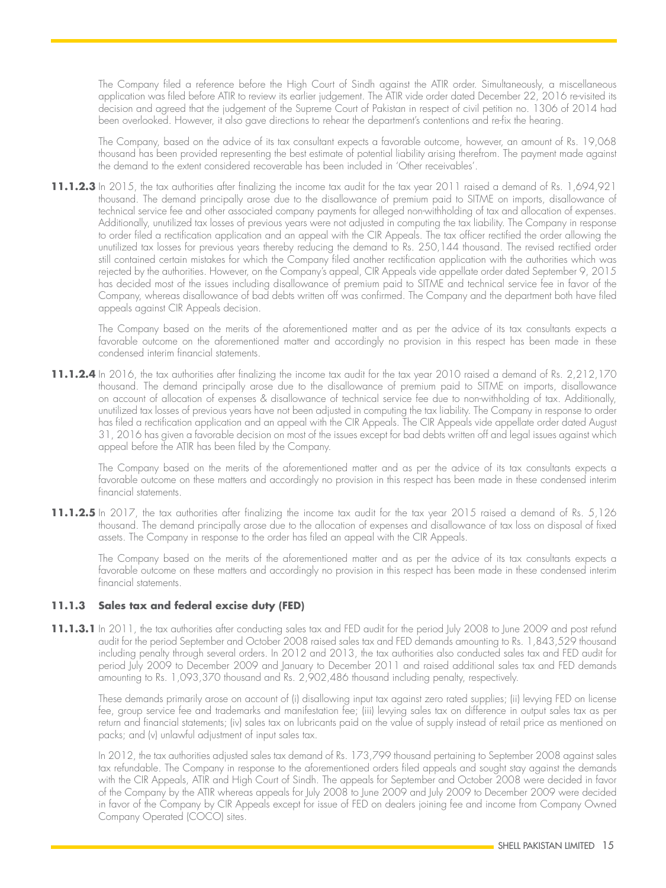The Company filed a reference before the High Court of Sindh against the ATIR order. Simultaneously, a miscellaneous application was filed before ATIR to review its earlier judgement. The ATIR vide order dated December 22, 2016 re-visited its decision and agreed that the judgement of the Supreme Court of Pakistan in respect of civil petition no. 1306 of 2014 had been overlooked. However, it also gave directions to rehear the department's contentions and re-fix the hearing.

The Company, based on the advice of its tax consultant expects a favorable outcome, however, an amount of Rs. 19,068 thousand has been provided representing the best estimate of potential liability arising therefrom. The payment made against the demand to the extent considered recoverable has been included in 'Other receivables'.

**11.1.2.3** In 2015, the tax authorities after finalizing the income tax audit for the tax year 2011 raised a demand of Rs. 1,694,921 thousand. The demand principally arose due to the disallowance of premium paid to SITME on imports, disallowance of technical service fee and other associated company payments for alleged non-withholding of tax and allocation of expenses. Additionally, unutilized tax losses of previous years were not adjusted in computing the tax liability. The Company in response to order filed a rectification application and an appeal with the CIR Appeals. The tax officer rectified the order allowing the unutilized tax losses for previous years thereby reducing the demand to Rs. 250,144 thousand. The revised rectified order still contained certain mistakes for which the Company filed another rectification application with the authorities which was rejected by the authorities. However, on the Company's appeal, CIR Appeals vide appellate order dated September 9, 2015 has decided most of the issues including disallowance of premium paid to SITME and technical service fee in favor of the Company, whereas disallowance of bad debts written off was confirmed. The Company and the department both have filed appeals against CIR Appeals decision.

The Company based on the merits of the aforementioned matter and as per the advice of its tax consultants expects a favorable outcome on the aforementioned matter and accordingly no provision in this respect has been made in these condensed interim financial statements.

**11.1.2.4** In 2016, the tax authorities after finalizing the income tax audit for the tax year 2010 raised a demand of Rs. 2,212,170 thousand. The demand principally arose due to the disallowance of premium paid to SITME on imports, disallowance on account of allocation of expenses & disallowance of technical service fee due to non-withholding of tax. Additionally, unutilized tax losses of previous years have not been adjusted in computing the tax liability. The Company in response to order has filed a rectification application and an appeal with the CIR Appeals. The CIR Appeals vide appellate order dated August 31, 2016 has given a favorable decision on most of the issues except for bad debts written off and legal issues against which appeal before the ATIR has been filed by the Company.

The Company based on the merits of the aforementioned matter and as per the advice of its tax consultants expects a favorable outcome on these matters and accordingly no provision in this respect has been made in these condensed interim financial statements.

**11.1.2.5** In 2017, the tax authorities after finalizing the income tax audit for the tax year 2015 raised a demand of Rs. 5,126 thousand. The demand principally arose due to the allocation of expenses and disallowance of tax loss on disposal of fixed assets. The Company in response to the order has filed an appeal with the CIR Appeals.

The Company based on the merits of the aforementioned matter and as per the advice of its tax consultants expects a favorable outcome on these matters and accordingly no provision in this respect has been made in these condensed interim financial statements.

### 11.1.3 Sales tax and federal excise duty (FED)

**11.1.3.1** In 2011, the tax authorities after conducting sales tax and FED audit for the period July 2008 to June 2009 and post refund audit for the period September and October 2008 raised sales tax and FED demands amounting to Rs. 1,843,529 thousand including penalty through several orders. In 2012 and 2013, the tax authorities also conducted sales tax and FED audit for period July 2009 to December 2009 and January to December 2011 and raised additional sales tax and FED demands amounting to Rs. 1,093,370 thousand and Rs. 2,902,486 thousand including penalty, respectively.

These demands primarily arose on account of (i) disallowing input tax against zero rated supplies; (ii) levying FED on license fee, group service fee and trademarks and manifestation fee; (iii) levying sales tax on difference in output sales tax as per return and financial statements; (iv) sales tax on lubricants paid on the value of supply instead of retail price as mentioned on packs; and (v) unlawful adjustment of input sales tax.

In 2012, the tax authorities adjusted sales tax demand of Rs. 173,799 thousand pertaining to September 2008 against sales tax refundable. The Company in response to the aforementioned orders filed appeals and sought stay against the demands with the CIR Appeals, ATIR and High Court of Sindh. The appeals for September and October 2008 were decided in favor of the Company by the ATIR whereas appeals for July 2008 to June 2009 and July 2009 to December 2009 were decided in favor of the Company by CIR Appeals except for issue of FED on dealers joining fee and income from Company Owned Company Operated (COCO) sites.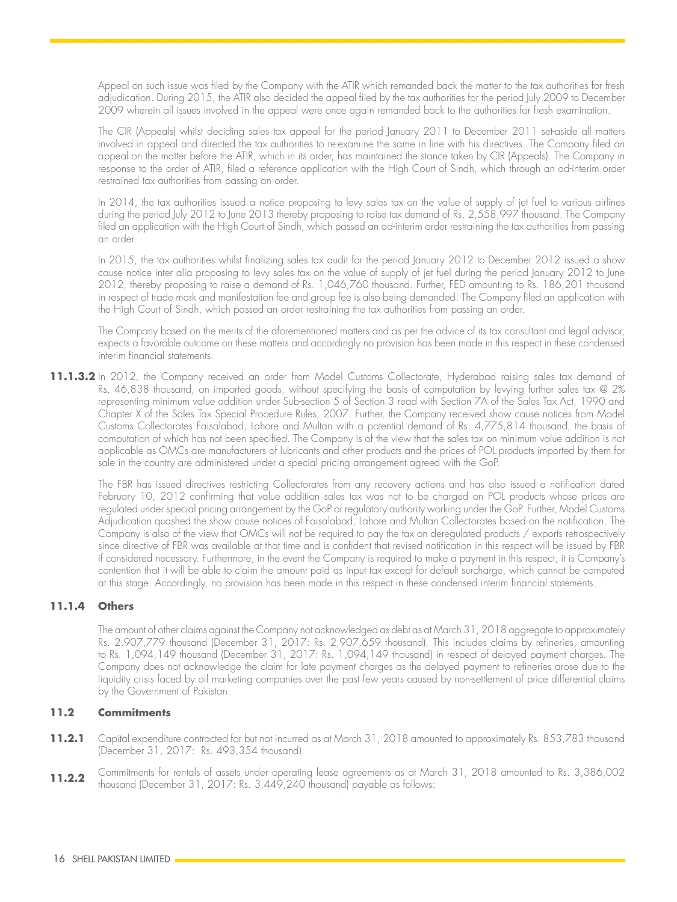Appeal on such issue was filed by the Company with the ATIR which remanded back the matter to the tax authorities for fresh adjudication. During 2015, the ATIR also decided the appeal filed by the tax authorities for the period July 2009 to December 2009 wherein all issues involved in the appeal were once again remanded back to the authorities for fresh examination.

The CIR (Appeals) whilst deciding sales tax appeal for the period January 2011 to December 2011 set-aside all matters involved in appeal and directed the tax authorities to re-examine the same in line with his directives. The Company filed an appeal on the matter before the ATIR, which in its order, has maintained the stance taken by CIR (Appeals). The Company in response to the order of ATIR, filed a reference application with the High Court of Sindh, which through an ad-interim order restrained tax authorities from passing an order.

In 2014, the tax authorities issued a notice proposing to levy sales tax on the value of supply of jet fuel to various airlines during the period July 2012 to June 2013 thereby proposing to raise tax demand of Rs. 2,558,997 thousand. The Company filed an application with the High Court of Sindh, which passed an ad-interim order restraining the tax authorities from passing an order.

In 2015, the tax authorities whilst finalizing sales tax audit for the period January 2012 to December 2012 issued a show cause notice inter alia proposing to levy sales tax on the value of supply of jet fuel during the period January 2012 to June 2012, thereby proposing to raise a demand of Rs. 1,046,760 thousand. Further, FED amounting to Rs. 186,201 thousand in respect of trade mark and manifestation fee and group fee is also being demanded. The Company filed an application with the High Court of Sindh, which passed an order restraining the tax authorities from passing an order.

The Company based on the merits of the aforementioned matters and as per the advice of its tax consultant and legal advisor, expects a favorable outcome on these matters and accordingly no provision has been made in this respect in these condensed interim financial statements.

**11.1.3.2** In 2012, the Company received an order from Model Customs Collectorate, Hyderabad raising sales tax demand of Rs. 46,838 thousand, on imported goods, without specifying the basis of computation by levying further sales tax @ 2% representing minimum value addition under Sub-section 5 of Section 3 read with Section 7A of the Sales Tax Act, 1990 and Chapter X of the Sales Tax Special Procedure Rules, 2007. Further, the Company received show cause notices from Model Customs Collectorates Faisalabad, Lahore and Multan with a potential demand of Rs. 4,775,814 thousand, the basis of computation of which has not been specified. The Company is of the view that the sales tax on minimum value addition is not applicable as OMCs are manufacturers of lubricants and other products and the prices of POL products imported by them for sale in the country are administered under a special pricing arrangement agreed with the GoP.

The FBR has issued directives restricting Collectorates from any recovery actions and has also issued a notification dated February 10, 2012 confirming that value addition sales tax was not to be charged on POL products whose prices are regulated under special pricing arrangement by the GoP or regulatory authority working under the GoP. Further, Model Customs Adjudication quashed the show cause notices of Faisalabad, Lahore and Multan Collectorates based on the notification. The Company is also of the view that OMCs will not be required to pay the tax on deregulated products / exports retrospectively since directive of FBR was available at that time and is confident that revised notification in this respect will be issued by FBR if considered necessary. Furthermore, in the event the Company is required to make a payment in this respect, it is Company's contention that it will be able to claim the amount paid as input tax except for default surcharge, which cannot be computed at this stage. Accordingly, no provision has been made in this respect in these condensed interim financial statements.

#### 11.1.4 Others

The amount of other claims against the Company not acknowledged as debt as at March 31, 2018 aggregate to approximately Rs. 2,907,779 thousand (December 31, 2017: Rs. 2,907,659 thousand). This includes claims by refineries, amounting to Rs. 1,094,149 thousand (December 31, 2017: Rs. 1,094,149 thousand) in respect of delayed payment charges. The Company does not acknowledge the claim for late payment charges as the delayed payment to refineries arose due to the liquidity crisis faced by oil marketing companies over the past few years caused by non-settlement of price differential claims by the Government of Pakistan.

### 11.2 Commitments

**11.2.1** Capital expenditure contracted for but not incurred as at March 31, 2018 amounted to approximately Rs. 853,783 thousand (December 31, 2017: Rs. 493,354 thousand).

**11.2.2** Commitments for rentals of assets under operating lease agreements as at March 31, 2018 amounted to Rs. 3,386,002 thousand (December 31, 2017: Rs. 3,449,240 thousand) payable as follows: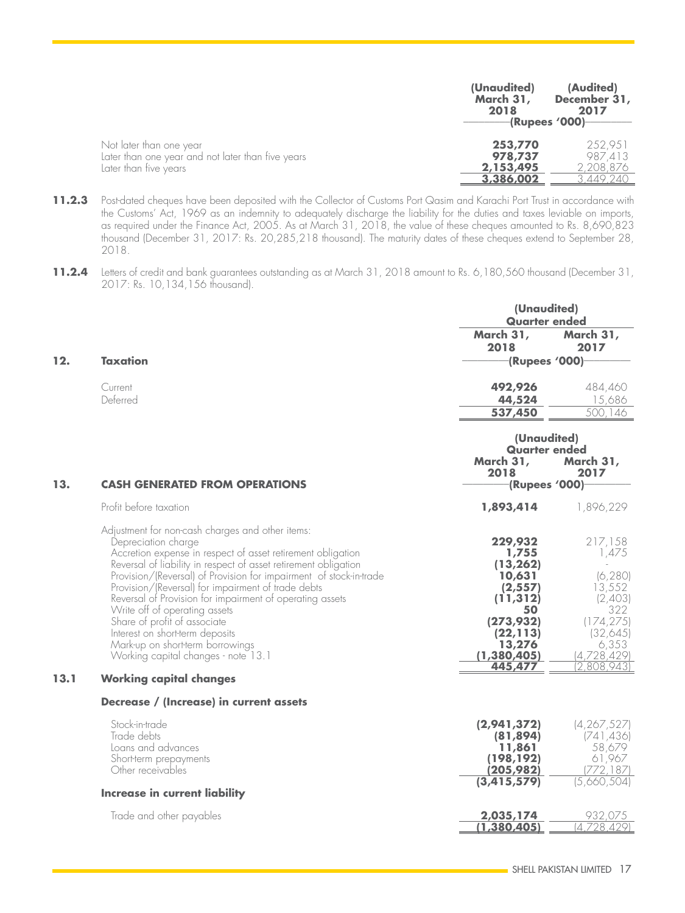| | (Unaudited) March 31, 2018 | (Audited) December 31, 2017 |
|---|---|---|
| | (Rupees '000) | |
| Not later than one year | **253,770** | 252,951 |
| Later than one year and not later than five years | **978,737** | 987,413 |
| Later than five years | **2,153,495** | 2,208,876 |
| | **3,386,002** | 3,449,240 |

**11.2.3** Post-dated cheques have been deposited with the Collector of Customs Port Qasim and Karachi Port Trust in accordance with the Customs' Act, 1969 as an indemnity to adequately discharge the liability for the duties and taxes leviable on imports, as required under the Finance Act, 2005. As at March 31, 2018, the value of these cheques amounted to Rs. 8,690,823 thousand (December 31, 2017: Rs. 20,285,218 thousand). The maturity dates of these cheques extend to September 28, 2018.

**11.2.4** Letters of credit and bank guarantees outstanding as at March 31, 2018 amount to Rs. 6,180,560 thousand (December 31, 2017: Rs. 10,134,156 thousand).

## 12. Taxation

| | (Unaudited) Quarter ended March 31, 2018 | (Unaudited) Quarter ended March 31, 2017 |
|---|---|---|
| | (Rupees '000) | |
| Current | **492,926** | 484,460 |
| Deferred | **44,524** | 15,686 |
| | **537,450** | 500,146 |

## 13. CASH GENERATED FROM OPERATIONS

| | (Unaudited) Quarter ended March 31, 2018 | (Unaudited) Quarter ended March 31, 2017 |
|---|---|---|
| | (Rupees '000) | |
| Profit before taxation | **1,893,414** | 1,896,229 |
| Adjustment for non-cash charges and other items: | | |
| Depreciation charge | **229,932** | 217,158 |
| Accretion expense in respect of asset retirement obligation | **1,755** | 1,475 |
| Reversal of liability in respect of asset retirement obligation | **(13,262)** | - |
| Provision/(Reversal) of Provision for impairment of stock-in-trade | **10,631** | (6,280) |
| Provision/(Reversal) for impairment of trade debts | **(2,557)** | 13,552 |
| Reversal of Provision for impairment of operating assets | **(11,312)** | (2,403) |
| Write off of operating assets | **50** | 322 |
| Share of profit of associate | **(273,932)** | (174,275) |
| Interest on short-term deposits | **(22,113)** | (32,645) |
| Mark-up on short-term borrowings | **13,276** | 6,353 |
| Working capital changes - note 13.1 | **(1,380,405)** | (4,728,429) |
| | **445,477** | (2,808,943) |

## 13.1 Working capital changes

**Decrease / (Increase) in current assets**

| | March 31, 2018 | March 31, 2017 |
|---|---|---|
| Stock-in-trade | **(2,941,372)** | (4,267,527) |
| Trade debts | **(81,894)** | (741,436) |
| Loans and advances | **11,861** | 58,679 |
| Short-term prepayments | **(198,192)** | 61,967 |
| Other receivables | **(205,982)** | (772,187) |
| | **(3,415,579)** | (5,660,504) |
| **Increase in current liability** | | |
| Trade and other payables | **2,035,174** | 932,075 |
| | **(1,380,405)** | (4,728,429) |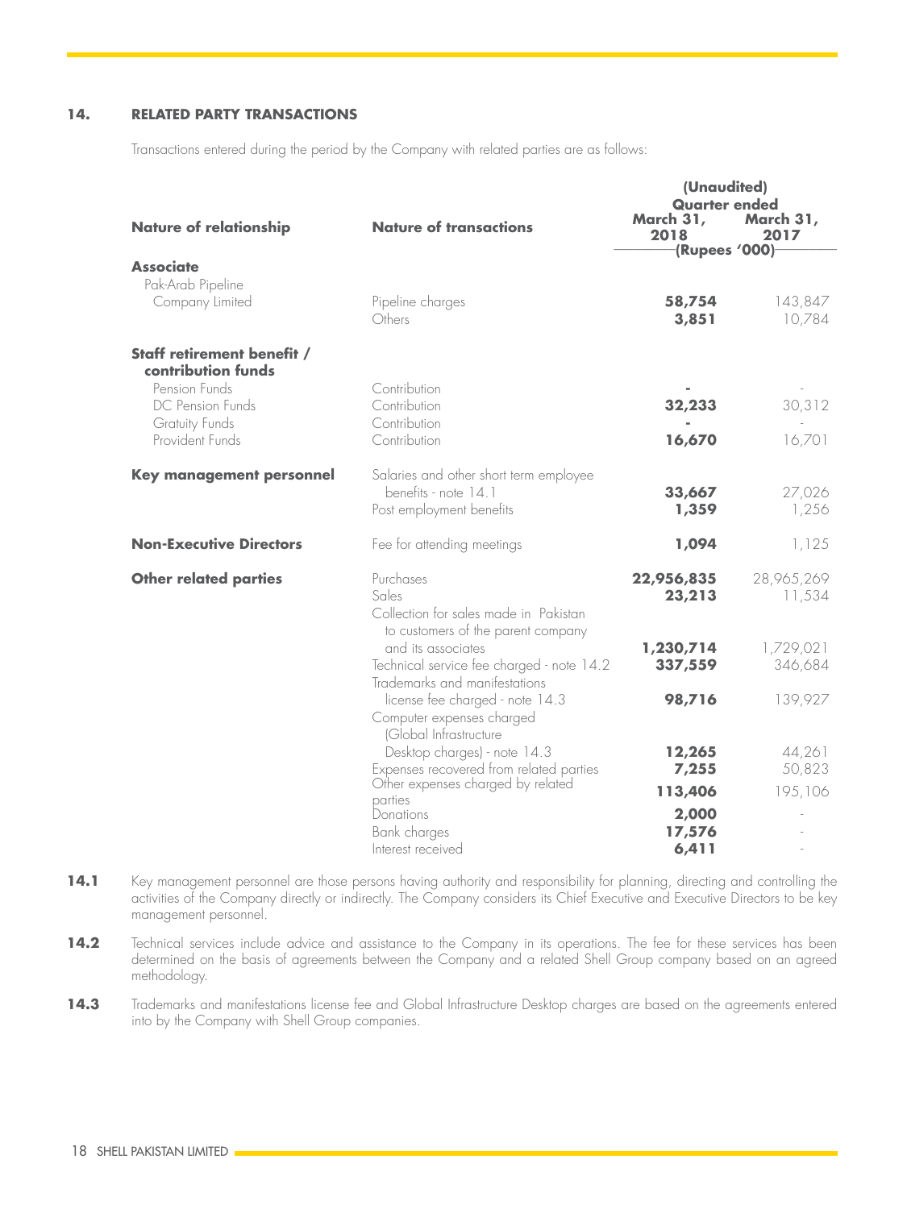## 14. RELATED PARTY TRANSACTIONS

Transactions entered during the period by the Company with related parties are as follows:

| Nature of relationship | Nature of transactions | (Unaudited) Quarter ended March 31, 2018 | March 31, 2017 |
|---|---|---|---|
| | | (Rupees '000) | |
| **Associate** | | | |
| Pak-Arab Pipeline Company Limited | Pipeline charges | **58,754** | 143,847 |
| | Others | **3,851** | 10,784 |
| **Staff retirement benefit / contribution funds** | | | |
| Pension Funds | Contribution | **-** | - |
| DC Pension Funds | Contribution | **32,233** | 30,312 |
| Gratuity Funds | Contribution | **-** | - |
| Provident Funds | Contribution | **16,670** | 16,701 |
| **Key management personnel** | Salaries and other short term employee benefits - note 14.1 | **33,667** | 27,026 |
| | Post employment benefits | **1,359** | 1,256 |
| **Non-Executive Directors** | Fee for attending meetings | **1,094** | 1,125 |
| **Other related parties** | Purchases | **22,956,835** | 28,965,269 |
| | Sales | **23,213** | 11,534 |
| | Collection for sales made in Pakistan to customers of the parent company and its associates | **1,230,714** | 1,729,021 |
| | Technical service fee charged - note 14.2 | **337,559** | 346,684 |
| | Trademarks and manifestations license fee charged - note 14.3 | **98,716** | 139,927 |
| | Computer expenses charged (Global Infrastructure Desktop charges) - note 14.3 | **12,265** | 44,261 |
| | Expenses recovered from related parties | **7,255** | 50,823 |
| | Other expenses charged by related parties | **113,406** | 195,106 |
| | Donations | **2,000** | - |
| | Bank charges | **17,576** | - |
| | Interest received | **6,411** | - |

**14.1** Key management personnel are those persons having authority and responsibility for planning, directing and controlling the activities of the Company directly or indirectly. The Company considers its Chief Executive and Executive Directors to be key management personnel.

**14.2** Technical services include advice and assistance to the Company in its operations. The fee for these services has been determined on the basis of agreements between the Company and a related Shell Group company based on an agreed methodology.

**14.3** Trademarks and manifestations license fee and Global Infrastructure Desktop charges are based on the agreements entered into by the Company with Shell Group companies.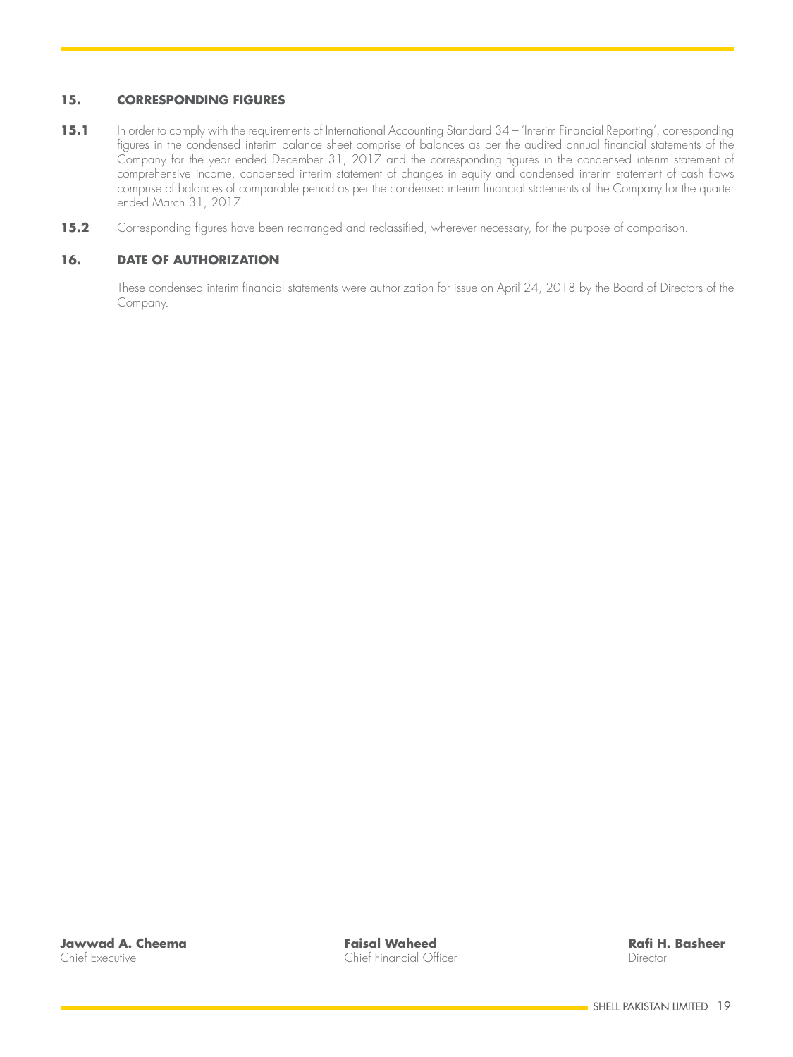## 15. CORRESPONDING FIGURES

**15.1** In order to comply with the requirements of International Accounting Standard 34 – 'Interim Financial Reporting', corresponding figures in the condensed interim balance sheet comprise of balances as per the audited annual financial statements of the Company for the year ended December 31, 2017 and the corresponding figures in the condensed interim statement of comprehensive income, condensed interim statement of changes in equity and condensed interim statement of cash flows comprise of balances of comparable period as per the condensed interim financial statements of the Company for the quarter ended March 31, 2017.

**15.2** Corresponding figures have been rearranged and reclassified, wherever necessary, for the purpose of comparison.

## 16. DATE OF AUTHORIZATION

These condensed interim financial statements were authorization for issue on April 24, 2018 by the Board of Directors of the Company.

| | | |
|---|---|---|
| **Jawwad A. Cheema** | **Faisal Waheed** | **Rafi H. Basheer** |
| Chief Executive | Chief Financial Officer | Director |